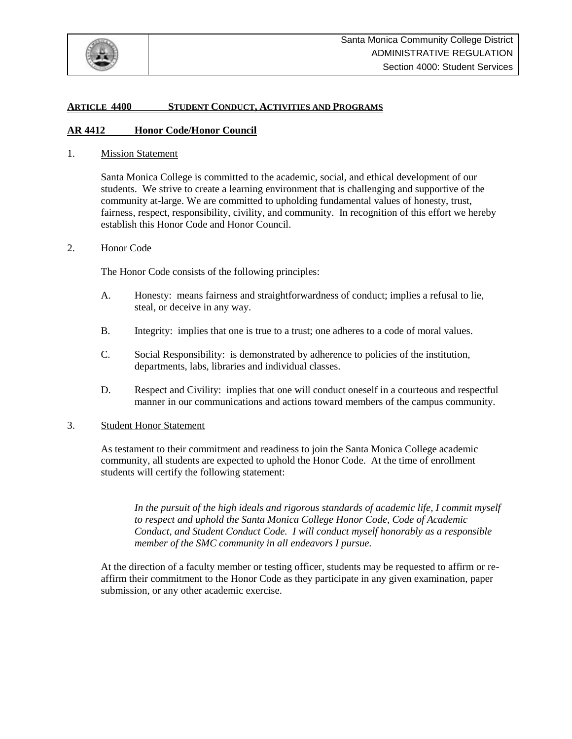Santa Monica Community College District
ADMINISTRATIVE REGULATION
Section 4000: Student Services

## ARTICLE 4400 STUDENT CONDUCT, ACTIVITIES AND PROGRAMS

## AR 4412 Honor Code/Honor Council

1. Mission Statement

   Santa Monica College is committed to the academic, social, and ethical development of our students. We strive to create a learning environment that is challenging and supportive of the community at-large. We are committed to upholding fundamental values of honesty, trust, fairness, respect, responsibility, civility, and community. In recognition of this effort we hereby establish this Honor Code and Honor Council.

2. Honor Code

   The Honor Code consists of the following principles:

   A. Honesty: means fairness and straightforwardness of conduct; implies a refusal to lie, steal, or deceive in any way.

   B. Integrity: implies that one is true to a trust; one adheres to a code of moral values.

   C. Social Responsibility: is demonstrated by adherence to policies of the institution, departments, labs, libraries and individual classes.

   D. Respect and Civility: implies that one will conduct oneself in a courteous and respectful manner in our communications and actions toward members of the campus community.

3. Student Honor Statement

   As testament to their commitment and readiness to join the Santa Monica College academic community, all students are expected to uphold the Honor Code. At the time of enrollment students will certify the following statement:

   *In the pursuit of the high ideals and rigorous standards of academic life, I commit myself to respect and uphold the Santa Monica College Honor Code, Code of Academic Conduct, and Student Conduct Code. I will conduct myself honorably as a responsible member of the SMC community in all endeavors I pursue.*

   At the direction of a faculty member or testing officer, students may be requested to affirm or re-affirm their commitment to the Honor Code as they participate in any given examination, paper submission, or any other academic exercise.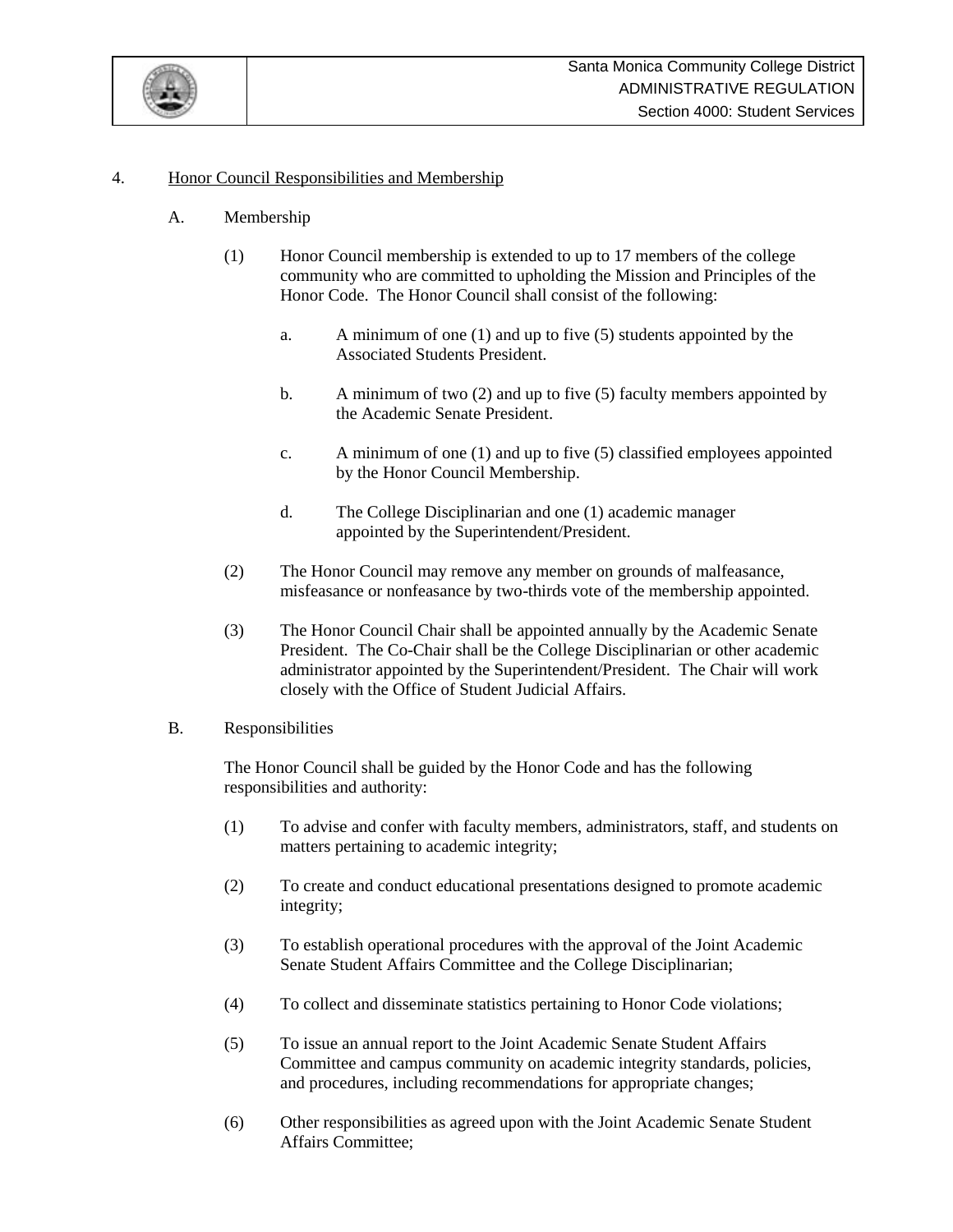4. Honor Council Responsibilities and Membership

A. Membership

(1) Honor Council membership is extended to up to 17 members of the college community who are committed to upholding the Mission and Principles of the Honor Code. The Honor Council shall consist of the following:

a. A minimum of one (1) and up to five (5) students appointed by the Associated Students President.

b. A minimum of two (2) and up to five (5) faculty members appointed by the Academic Senate President.

c. A minimum of one (1) and up to five (5) classified employees appointed by the Honor Council Membership.

d. The College Disciplinarian and one (1) academic manager appointed by the Superintendent/President.

(2) The Honor Council may remove any member on grounds of malfeasance, misfeasance or nonfeasance by two-thirds vote of the membership appointed.

(3) The Honor Council Chair shall be appointed annually by the Academic Senate President. The Co-Chair shall be the College Disciplinarian or other academic administrator appointed by the Superintendent/President. The Chair will work closely with the Office of Student Judicial Affairs.

B. Responsibilities

The Honor Council shall be guided by the Honor Code and has the following responsibilities and authority:

(1) To advise and confer with faculty members, administrators, staff, and students on matters pertaining to academic integrity;

(2) To create and conduct educational presentations designed to promote academic integrity;

(3) To establish operational procedures with the approval of the Joint Academic Senate Student Affairs Committee and the College Disciplinarian;

(4) To collect and disseminate statistics pertaining to Honor Code violations;

(5) To issue an annual report to the Joint Academic Senate Student Affairs Committee and campus community on academic integrity standards, policies, and procedures, including recommendations for appropriate changes;

(6) Other responsibilities as agreed upon with the Joint Academic Senate Student Affairs Committee;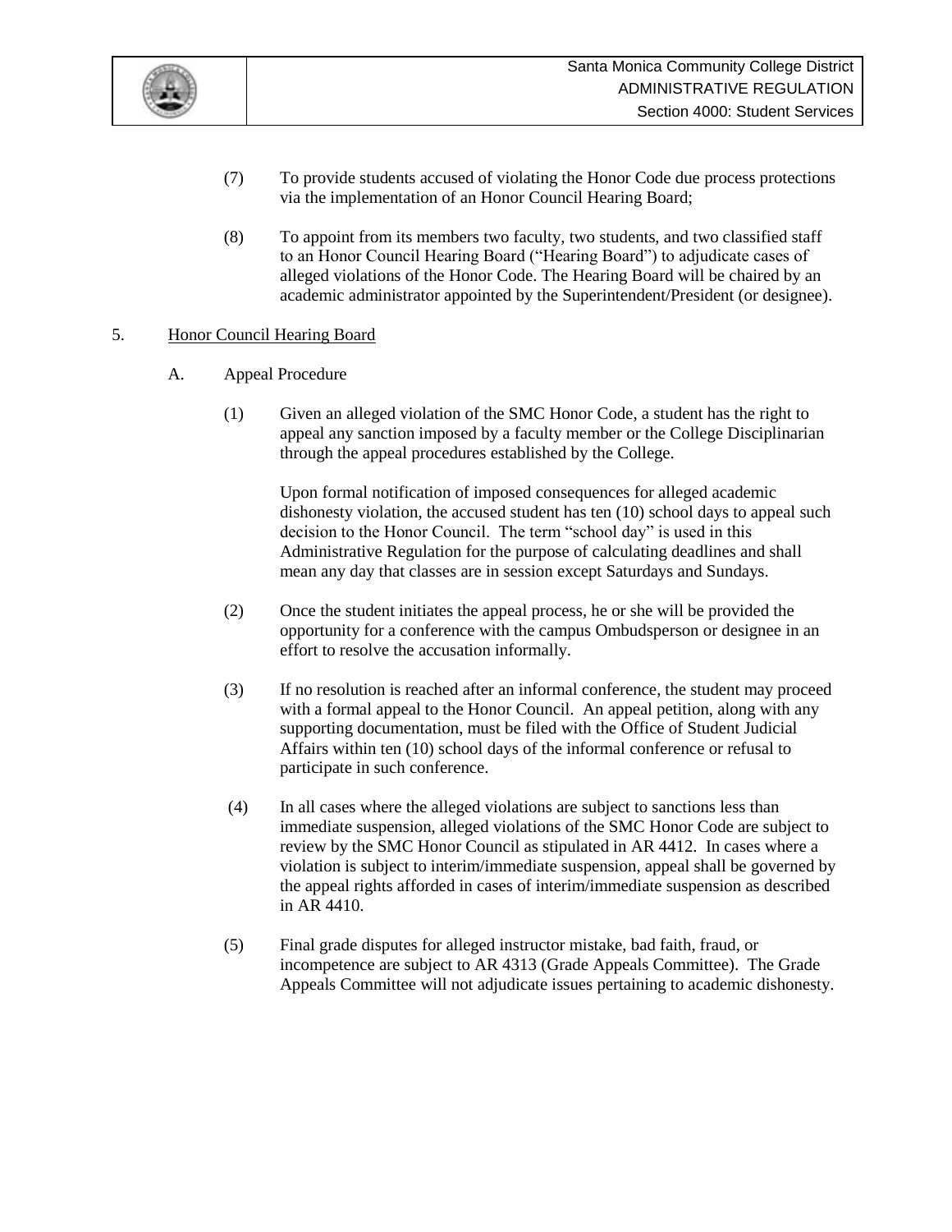(7) To provide students accused of violating the Honor Code due process protections via the implementation of an Honor Council Hearing Board;

(8) To appoint from its members two faculty, two students, and two classified staff to an Honor Council Hearing Board ("Hearing Board") to adjudicate cases of alleged violations of the Honor Code. The Hearing Board will be chaired by an academic administrator appointed by the Superintendent/President (or designee).

## 5. Honor Council Hearing Board

### A. Appeal Procedure

(1) Given an alleged violation of the SMC Honor Code, a student has the right to appeal any sanction imposed by a faculty member or the College Disciplinarian through the appeal procedures established by the College.

Upon formal notification of imposed consequences for alleged academic dishonesty violation, the accused student has ten (10) school days to appeal such decision to the Honor Council. The term "school day" is used in this Administrative Regulation for the purpose of calculating deadlines and shall mean any day that classes are in session except Saturdays and Sundays.

(2) Once the student initiates the appeal process, he or she will be provided the opportunity for a conference with the campus Ombudsperson or designee in an effort to resolve the accusation informally.

(3) If no resolution is reached after an informal conference, the student may proceed with a formal appeal to the Honor Council. An appeal petition, along with any supporting documentation, must be filed with the Office of Student Judicial Affairs within ten (10) school days of the informal conference or refusal to participate in such conference.

(4) In all cases where the alleged violations are subject to sanctions less than immediate suspension, alleged violations of the SMC Honor Code are subject to review by the SMC Honor Council as stipulated in AR 4412. In cases where a violation is subject to interim/immediate suspension, appeal shall be governed by the appeal rights afforded in cases of interim/immediate suspension as described in AR 4410.

(5) Final grade disputes for alleged instructor mistake, bad faith, fraud, or incompetence are subject to AR 4313 (Grade Appeals Committee). The Grade Appeals Committee will not adjudicate issues pertaining to academic dishonesty.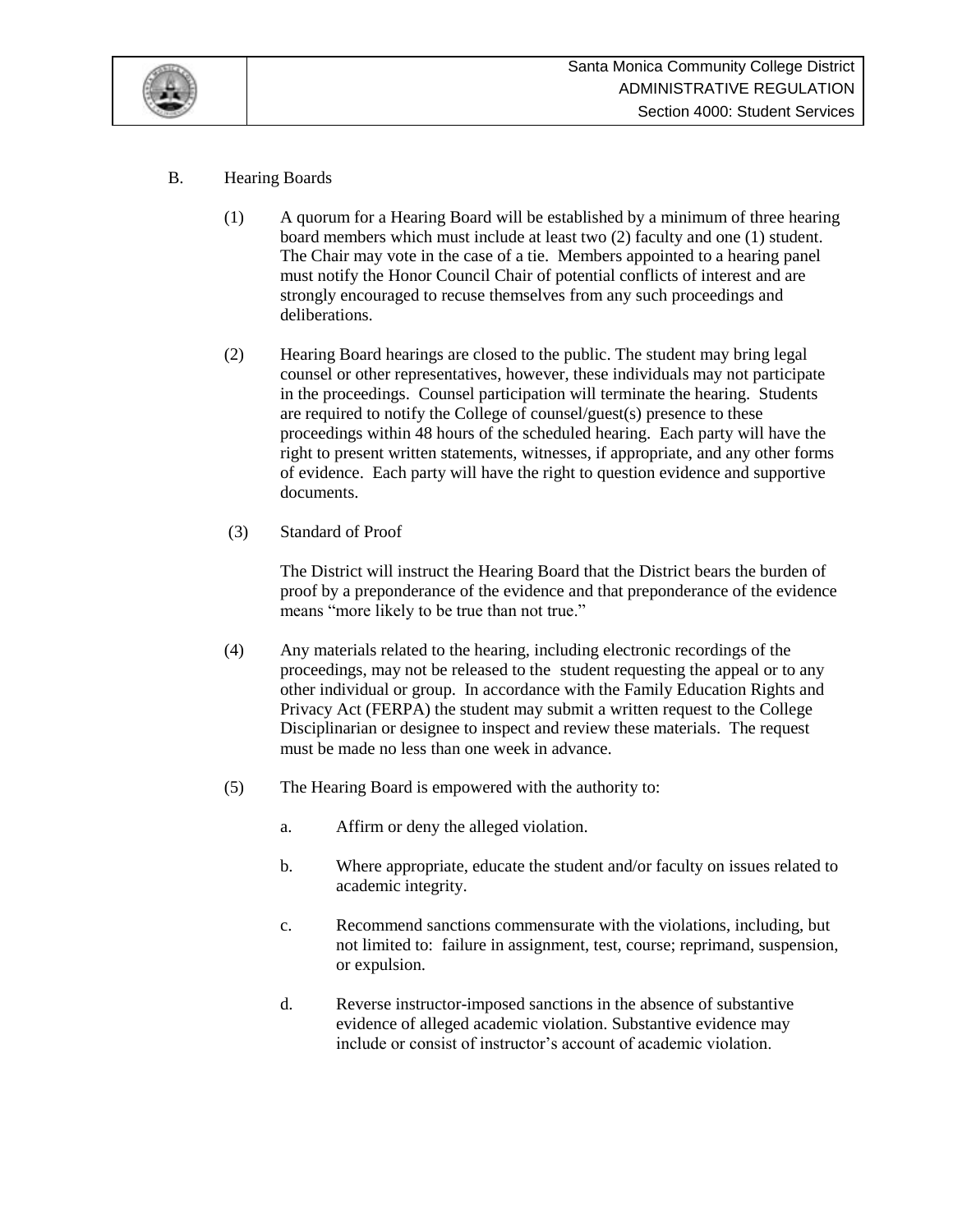B. Hearing Boards

(1) A quorum for a Hearing Board will be established by a minimum of three hearing board members which must include at least two (2) faculty and one (1) student. The Chair may vote in the case of a tie. Members appointed to a hearing panel must notify the Honor Council Chair of potential conflicts of interest and are strongly encouraged to recuse themselves from any such proceedings and deliberations.

(2) Hearing Board hearings are closed to the public. The student may bring legal counsel or other representatives, however, these individuals may not participate in the proceedings. Counsel participation will terminate the hearing. Students are required to notify the College of counsel/guest(s) presence to these proceedings within 48 hours of the scheduled hearing. Each party will have the right to present written statements, witnesses, if appropriate, and any other forms of evidence. Each party will have the right to question evidence and supportive documents.

(3) Standard of Proof

The District will instruct the Hearing Board that the District bears the burden of proof by a preponderance of the evidence and that preponderance of the evidence means "more likely to be true than not true."

(4) Any materials related to the hearing, including electronic recordings of the proceedings, may not be released to the student requesting the appeal or to any other individual or group. In accordance with the Family Education Rights and Privacy Act (FERPA) the student may submit a written request to the College Disciplinarian or designee to inspect and review these materials. The request must be made no less than one week in advance.

(5) The Hearing Board is empowered with the authority to:

a. Affirm or deny the alleged violation.

b. Where appropriate, educate the student and/or faculty on issues related to academic integrity.

c. Recommend sanctions commensurate with the violations, including, but not limited to: failure in assignment, test, course; reprimand, suspension, or expulsion.

d. Reverse instructor-imposed sanctions in the absence of substantive evidence of alleged academic violation. Substantive evidence may include or consist of instructor's account of academic violation.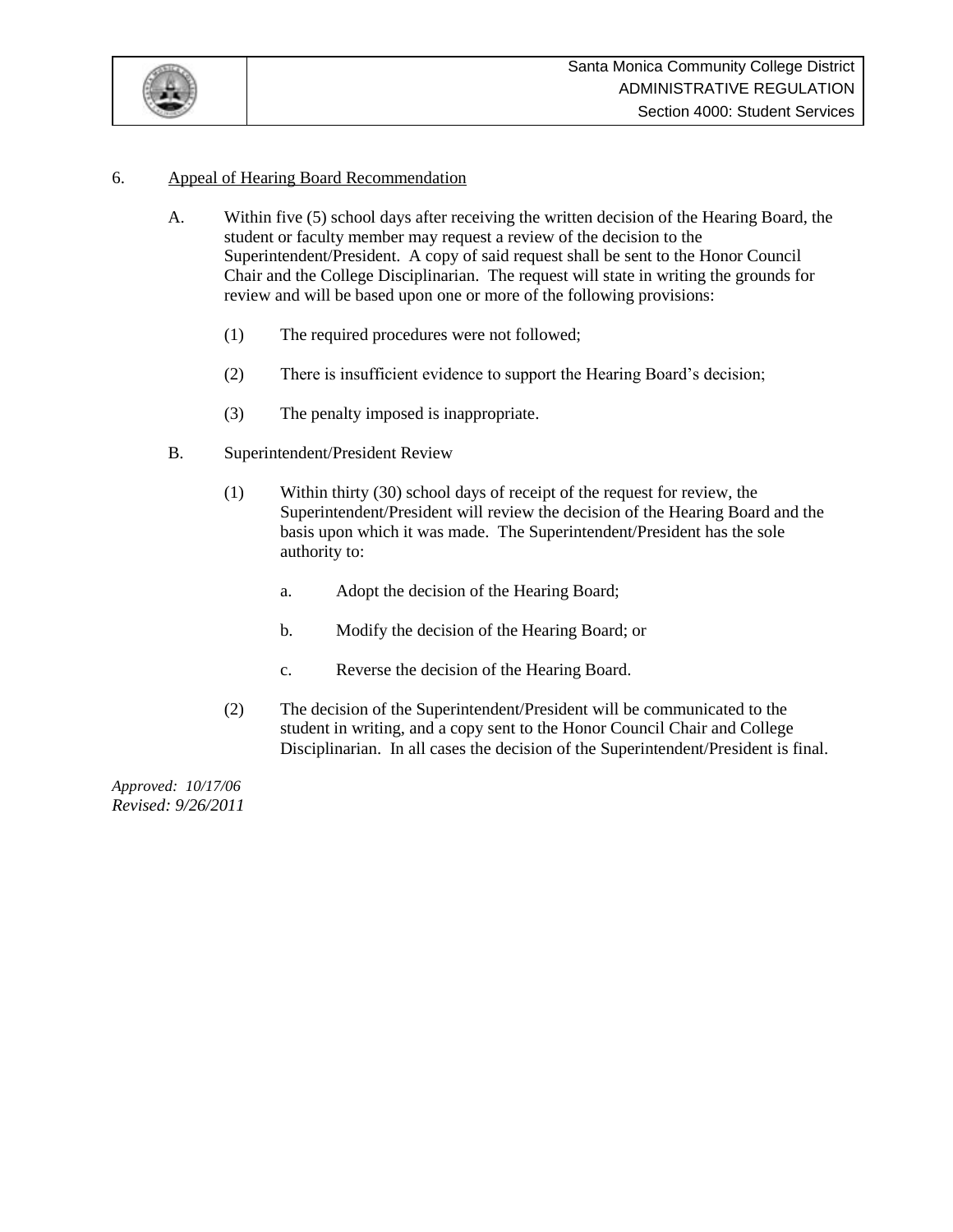6. Appeal of Hearing Board Recommendation

A. Within five (5) school days after receiving the written decision of the Hearing Board, the student or faculty member may request a review of the decision to the Superintendent/President. A copy of said request shall be sent to the Honor Council Chair and the College Disciplinarian. The request will state in writing the grounds for review and will be based upon one or more of the following provisions:

(1) The required procedures were not followed;

(2) There is insufficient evidence to support the Hearing Board's decision;

(3) The penalty imposed is inappropriate.

B. Superintendent/President Review

(1) Within thirty (30) school days of receipt of the request for review, the Superintendent/President will review the decision of the Hearing Board and the basis upon which it was made. The Superintendent/President has the sole authority to:

a. Adopt the decision of the Hearing Board;

b. Modify the decision of the Hearing Board; or

c. Reverse the decision of the Hearing Board.

(2) The decision of the Superintendent/President will be communicated to the student in writing, and a copy sent to the Honor Council Chair and College Disciplinarian. In all cases the decision of the Superintendent/President is final.

*Approved: 10/17/06*
*Revised: 9/26/2011*